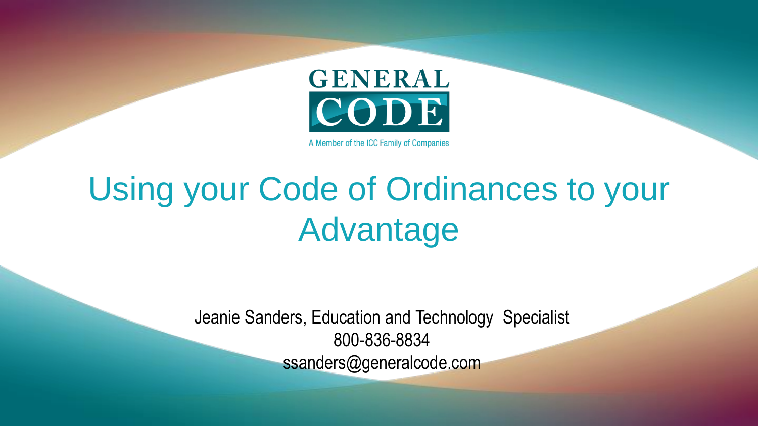GENERAL CODE

A Member of the ICC Family of Companies

# Using your Code of Ordinances to your Advantage

Jeanie Sanders, Education and Technology Specialist
800-836-8834
ssanders@generalcode.com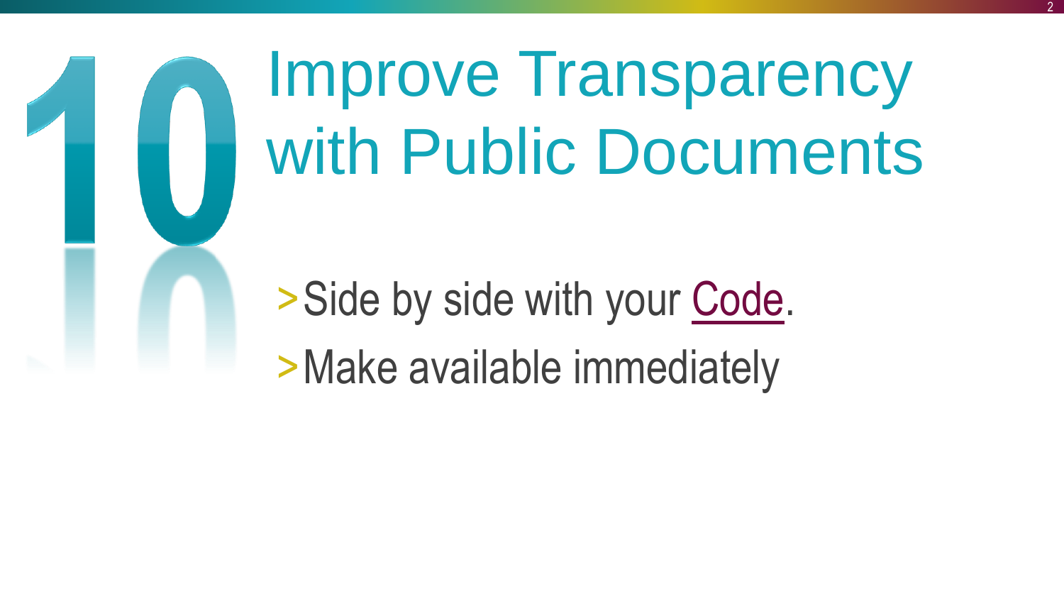# 10 Improve Transparency with Public Documents

- Side by side with your Code.
- Make available immediately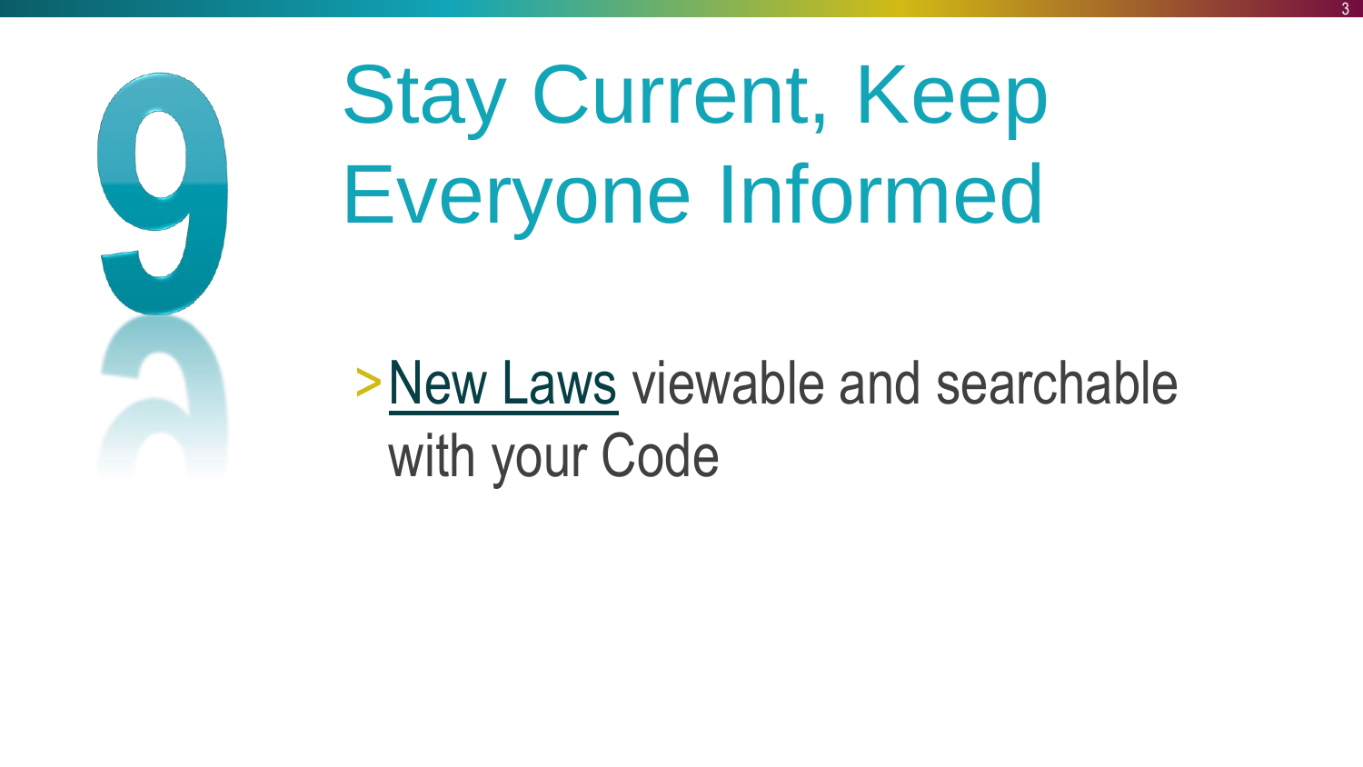# 9 Stay Current, Keep Everyone Informed

- New Laws viewable and searchable with your Code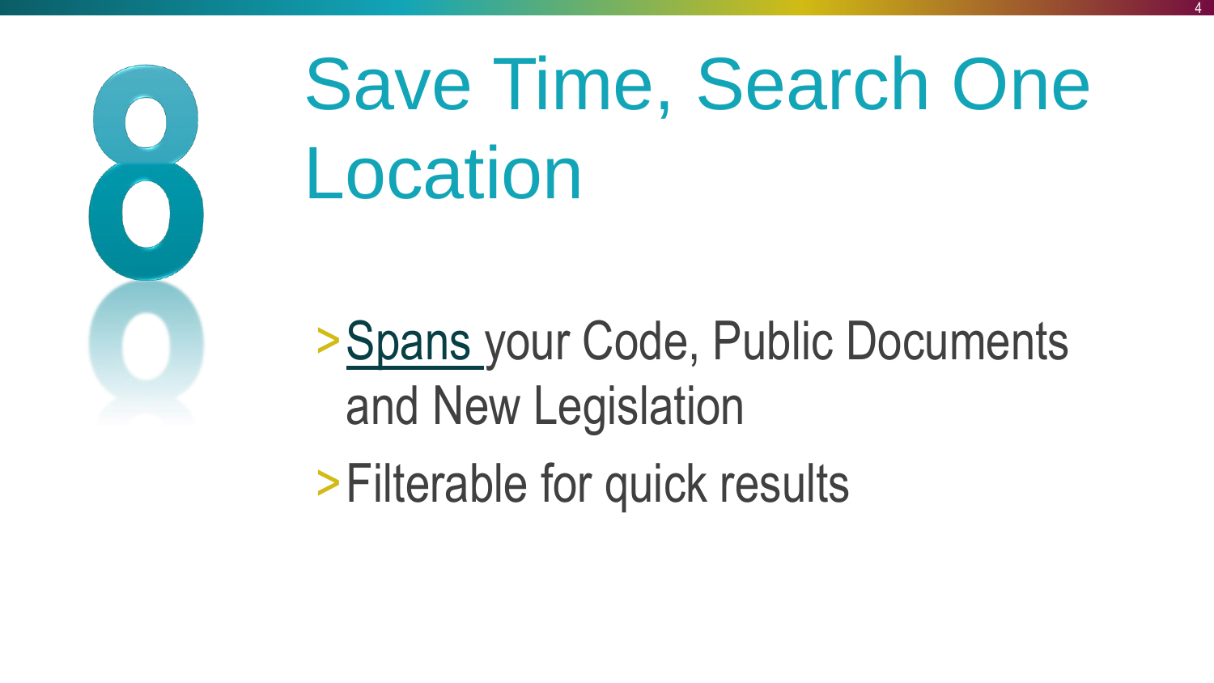# 8 Save Time, Search One Location

- Spans your Code, Public Documents and New Legislation
- Filterable for quick results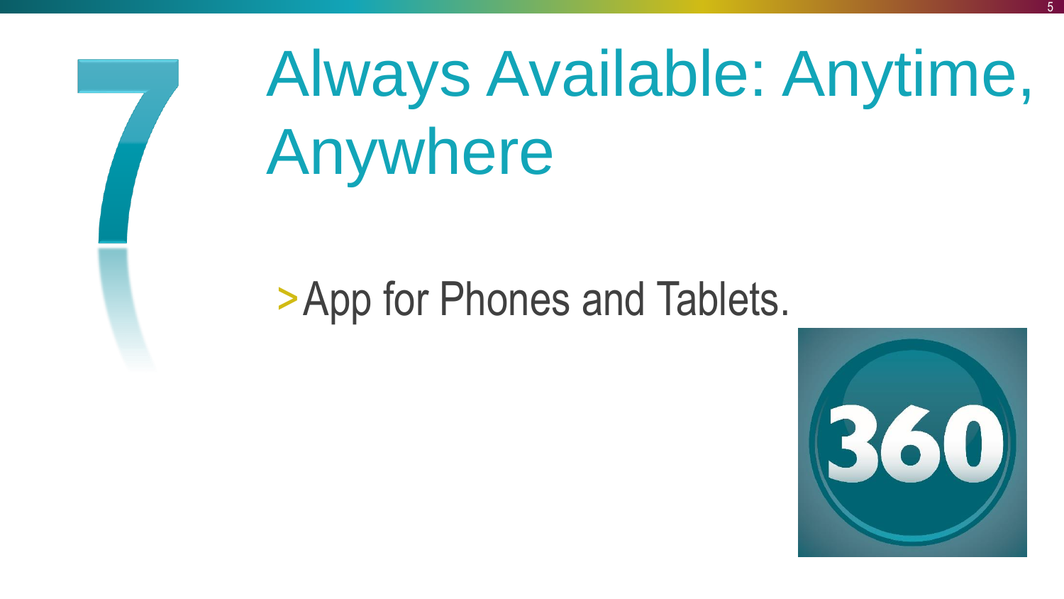# 7 Always Available: Anytime, Anywhere

- App for Phones and Tablets.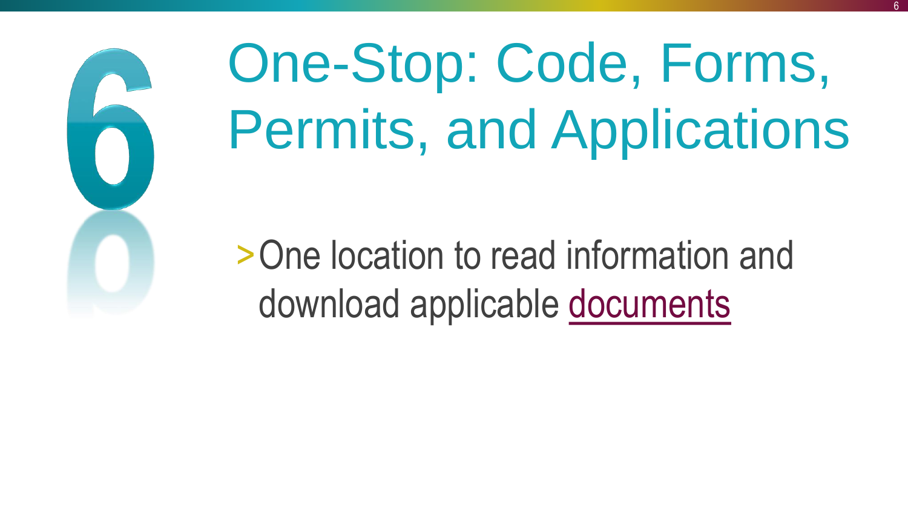# 6 One-Stop: Code, Forms, Permits, and Applications

- One location to read information and download applicable documents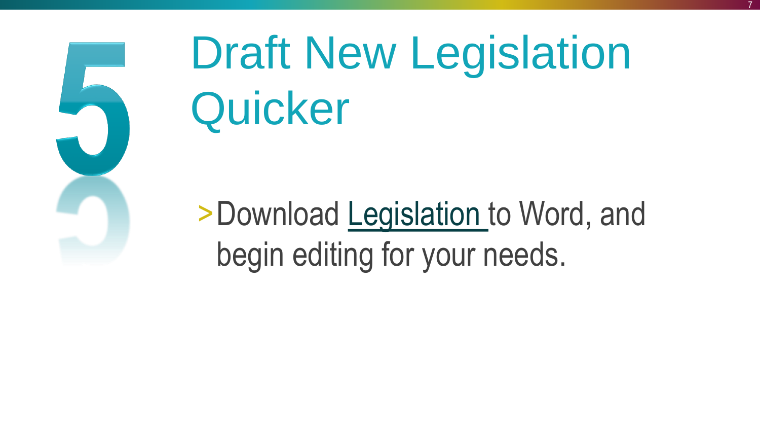# 5 Draft New Legislation Quicker

- Download Legislation to Word, and begin editing for your needs.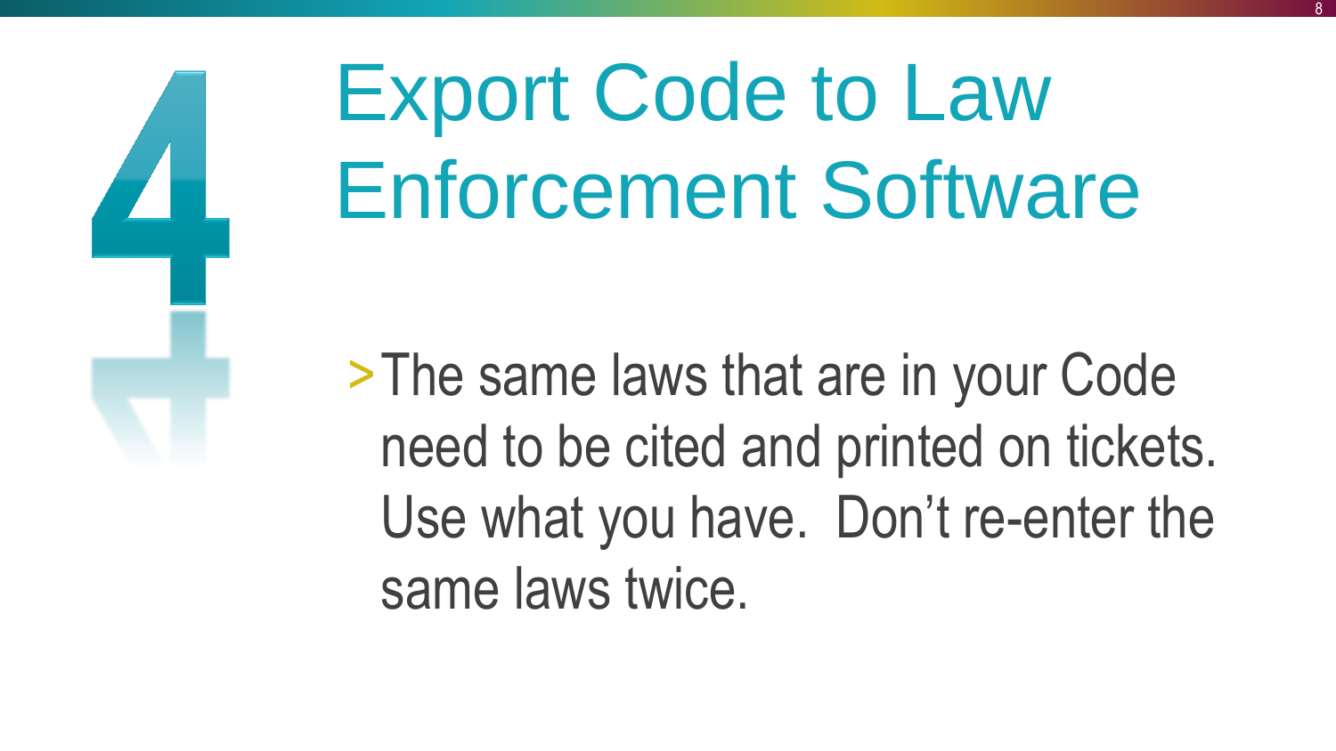# 4 Export Code to Law Enforcement Software

- The same laws that are in your Code need to be cited and printed on tickets. Use what you have.  Don't re-enter the same laws twice.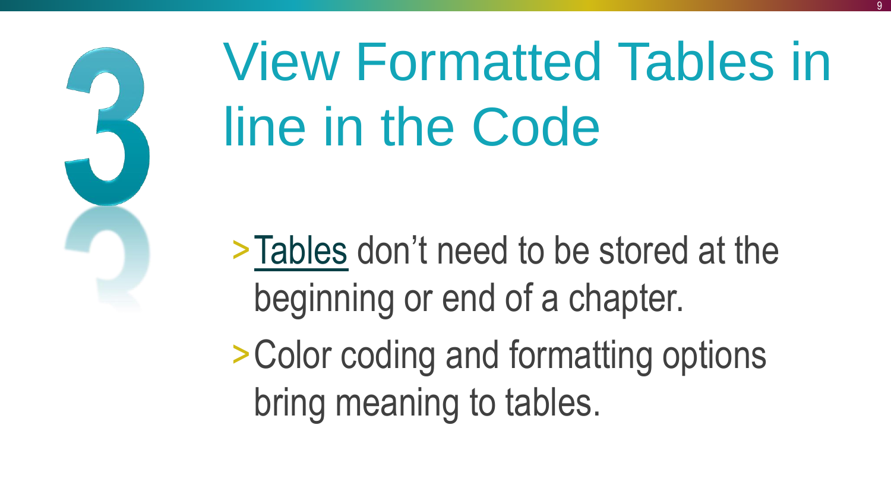# 3 View Formatted Tables in line in the Code

- Tables don't need to be stored at the beginning or end of a chapter.
- Color coding and formatting options bring meaning to tables.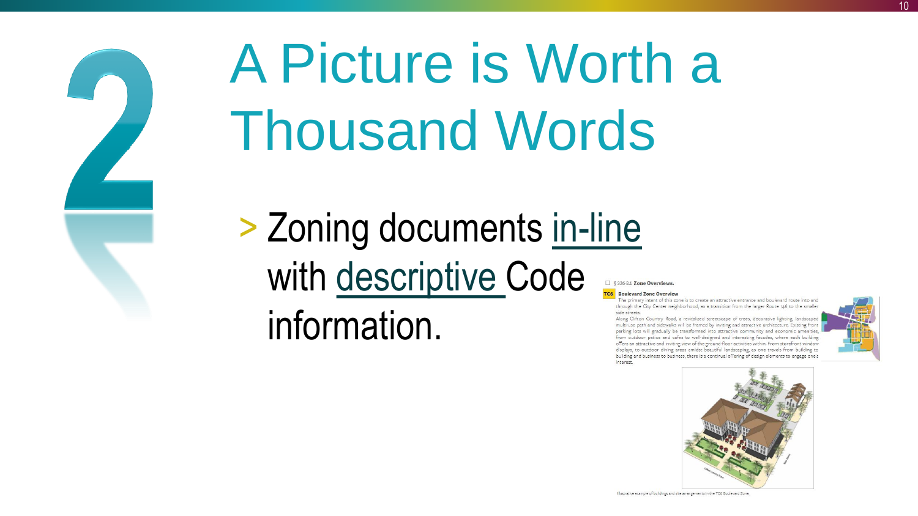# A Picture is Worth a Thousand Words

> Zoning documents in-line with descriptive Code information.

§ 326-3.1 **Zone Overviews.**

**TC6** **Boulevard Zone Overview**

The primary intent of this zone is to create an attractive entrance and boulevard route into and through the City Center neighborhood, as a transition from the larger Route 146 to the smaller side streets.

Along Clifton Country Road, a revitalized streetscape of trees, decorative lighting, landscaped multi-use path and sidewalks will be framed by inviting and attractive architecture. Existing front parking lots will gradually be transformed into attractive community and economic amenities, from outdoor patios and cafes to well-designed and interesting facades, where each building offers an attractive and inviting view of the ground-floor activities within. From storefront window displays, to outdoor dining areas amidst beautiful landscaping, as one travels from building to building and business to business, there is a continual offering of design elements to engage one's interest.

Illustrative example of buildings and site arrangements in the TC6 Boulevard Zone.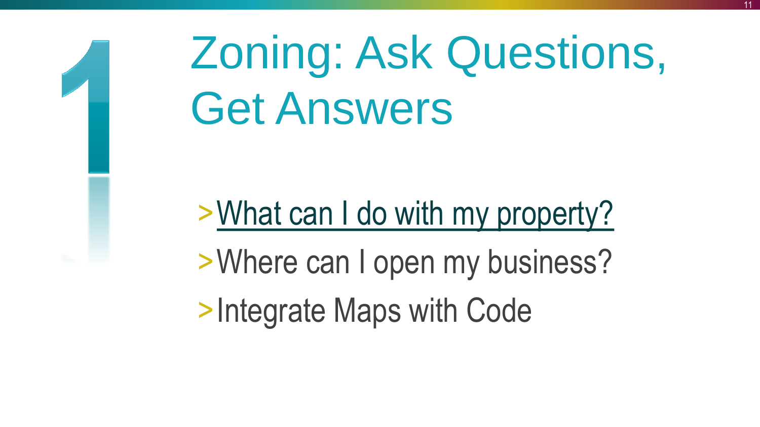# 1 Zoning: Ask Questions, Get Answers

- > What can I do with my property?
- > Where can I open my business?
- > Integrate Maps with Code